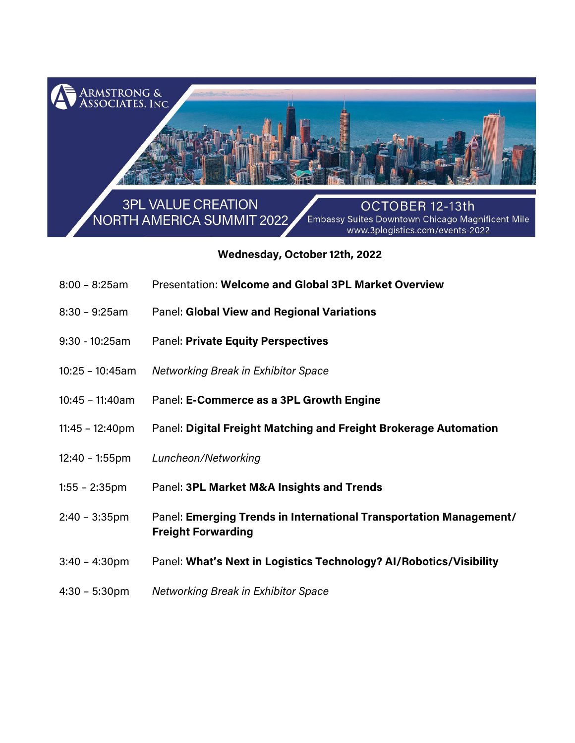ARMSTRONG & ASSOCIATES, INC.

# 3PL VALUE CREATION NORTH AMERICA SUMMIT 2022

OCTOBER 12-13th
Embassy Suites Downtown Chicago Magnificent Mile
www.3plogistics.com/events-2022

## Wednesday, October 12th, 2022

| | |
|---|---|
| 8:00 – 8:25am | Presentation: **Welcome and Global 3PL Market Overview** |
| 8:30 – 9:25am | Panel: **Global View and Regional Variations** |
| 9:30 - 10:25am | Panel: **Private Equity Perspectives** |
| 10:25 – 10:45am | *Networking Break in Exhibitor Space* |
| 10:45 – 11:40am | Panel: **E-Commerce as a 3PL Growth Engine** |
| 11:45 – 12:40pm | Panel: **Digital Freight Matching and Freight Brokerage Automation** |
| 12:40 – 1:55pm | *Luncheon/Networking* |
| 1:55 – 2:35pm | Panel: **3PL Market M&A Insights and Trends** |
| 2:40 – 3:35pm | Panel: **Emerging Trends in International Transportation Management/ Freight Forwarding** |
| 3:40 – 4:30pm | Panel: **What's Next in Logistics Technology? AI/Robotics/Visibility** |
| 4:30 – 5:30pm | *Networking Break in Exhibitor Space* |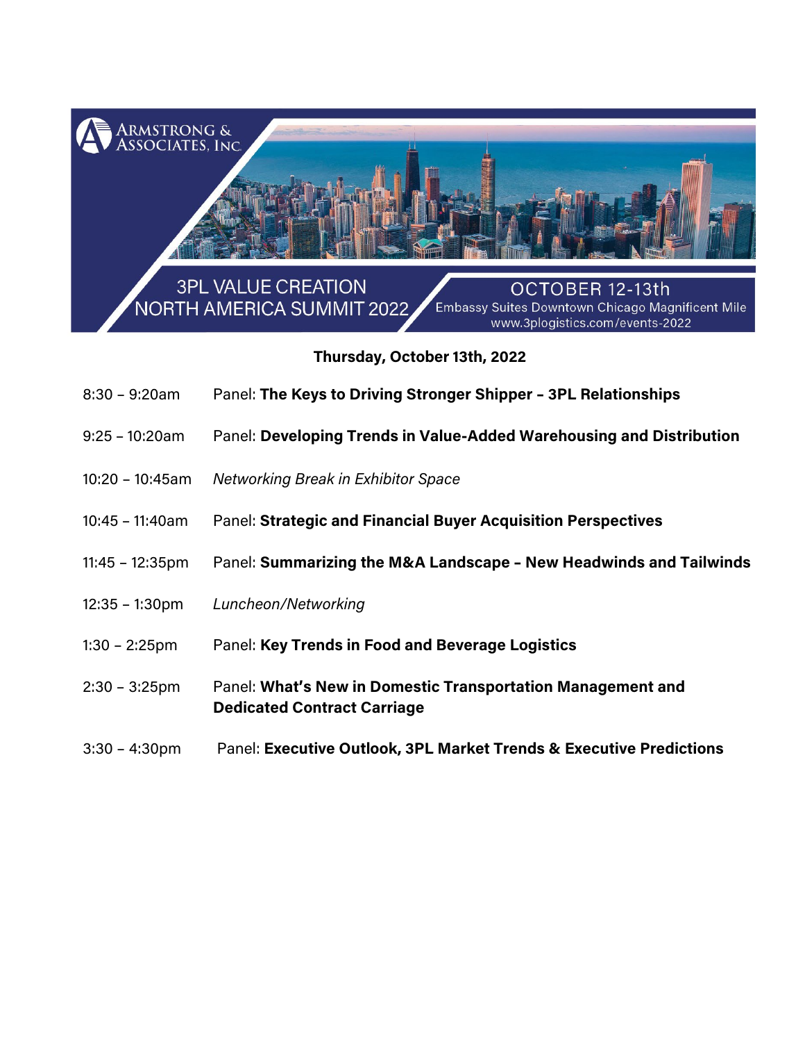ARMSTRONG & ASSOCIATES, INC.

3PL VALUE CREATION NORTH AMERICA SUMMIT 2022

OCTOBER 12-13th
Embassy Suites Downtown Chicago Magnificent Mile
www.3plogistics.com/events-2022

**Thursday, October 13th, 2022**

| | |
|---|---|
| 8:30 – 9:20am | Panel: **The Keys to Driving Stronger Shipper – 3PL Relationships** |
| 9:25 – 10:20am | Panel: **Developing Trends in Value-Added Warehousing and Distribution** |
| 10:20 – 10:45am | *Networking Break in Exhibitor Space* |
| 10:45 – 11:40am | Panel: **Strategic and Financial Buyer Acquisition Perspectives** |
| 11:45 – 12:35pm | Panel: **Summarizing the M&A Landscape – New Headwinds and Tailwinds** |
| 12:35 – 1:30pm | *Luncheon/Networking* |
| 1:30 – 2:25pm | Panel: **Key Trends in Food and Beverage Logistics** |
| 2:30 – 3:25pm | Panel: **What's New in Domestic Transportation Management and Dedicated Contract Carriage** |
| 3:30 – 4:30pm | Panel: **Executive Outlook, 3PL Market Trends & Executive Predictions** |